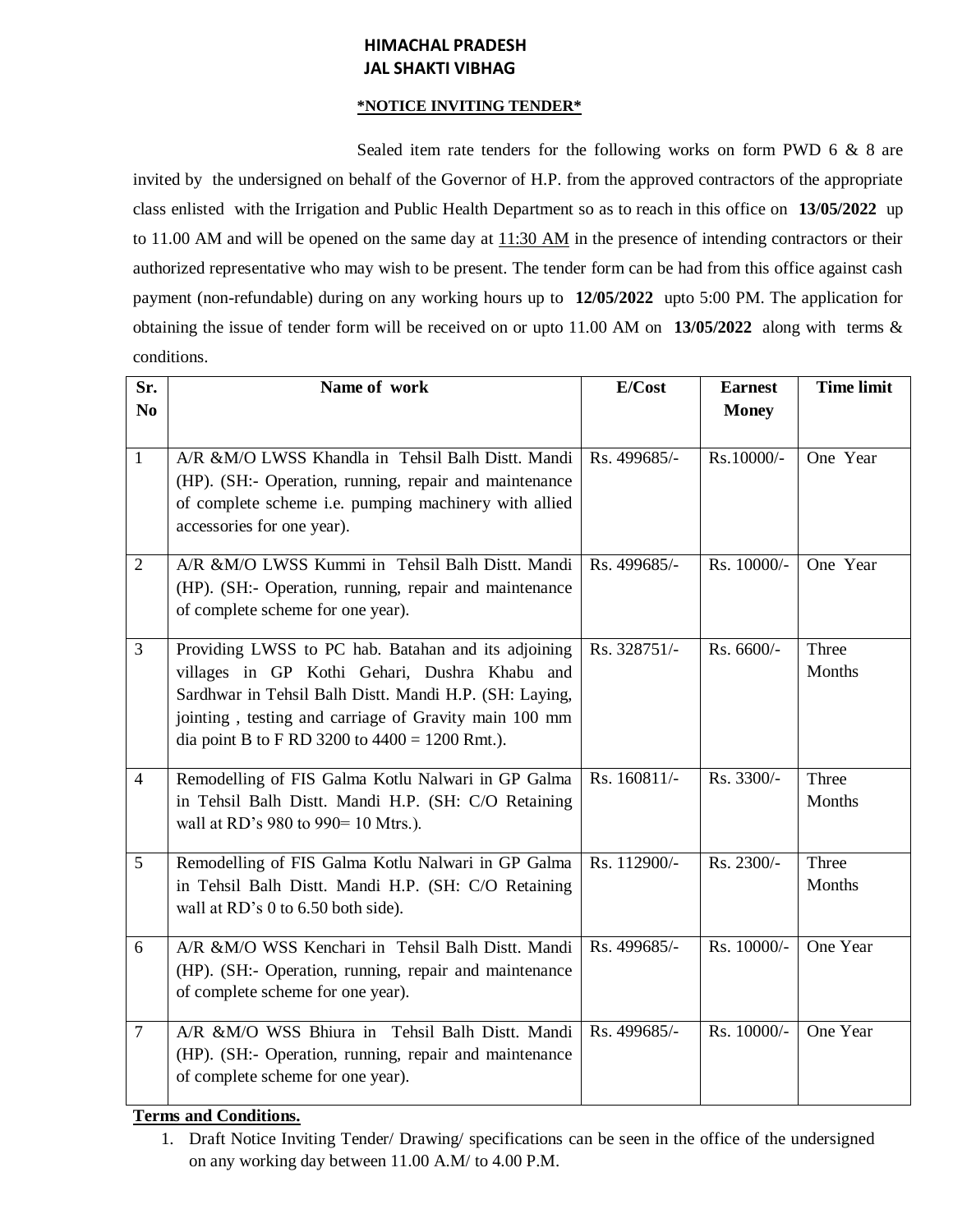# HIMACHAL PRADESH
# JAL SHAKTI VIBHAG

**\*NOTICE INVITING TENDER\***

Sealed item rate tenders for the following works on form PWD 6 & 8 are invited by the undersigned on behalf of the Governor of H.P. from the approved contractors of the appropriate class enlisted with the Irrigation and Public Health Department so as to reach in this office on **13/05/2022** up to 11.00 AM and will be opened on the same day at 11:30 AM in the presence of intending contractors or their authorized representative who may wish to be present. The tender form can be had from this office against cash payment (non-refundable) during on any working hours up to **12/05/2022** upto 5:00 PM. The application for obtaining the issue of tender form will be received on or upto 11.00 AM on **13/05/2022** along with terms & conditions.

| Sr. No | Name of work | E/Cost | Earnest Money | Time limit |
|---|---|---|---|---|
| 1 | A/R &M/O LWSS Khandla in Tehsil Balh Distt. Mandi (HP). (SH:- Operation, running, repair and maintenance of complete scheme i.e. pumping machinery with allied accessories for one year). | Rs. 499685/- | Rs.10000/- | One Year |
| 2 | A/R &M/O LWSS Kummi in Tehsil Balh Distt. Mandi (HP). (SH:- Operation, running, repair and maintenance of complete scheme for one year). | Rs. 499685/- | Rs. 10000/- | One Year |
| 3 | Providing LWSS to PC hab. Batahan and its adjoining villages in GP Kothi Gehari, Dushra Khabu and Sardhwar in Tehsil Balh Distt. Mandi H.P. (SH: Laying, jointing , testing and carriage of Gravity main 100 mm dia point B to F RD 3200 to 4400 = 1200 Rmt.). | Rs. 328751/- | Rs. 6600/- | Three Months |
| 4 | Remodelling of FIS Galma Kotlu Nalwari in GP Galma in Tehsil Balh Distt. Mandi H.P. (SH: C/O Retaining wall at RD's 980 to 990= 10 Mtrs.). | Rs. 160811/- | Rs. 3300/- | Three Months |
| 5 | Remodelling of FIS Galma Kotlu Nalwari in GP Galma in Tehsil Balh Distt. Mandi H.P. (SH: C/O Retaining wall at RD's 0 to 6.50 both side). | Rs. 112900/- | Rs. 2300/- | Three Months |
| 6 | A/R &M/O WSS Kenchari in Tehsil Balh Distt. Mandi (HP). (SH:- Operation, running, repair and maintenance of complete scheme for one year). | Rs. 499685/- | Rs. 10000/- | One Year |
| 7 | A/R &M/O WSS Bhiura in Tehsil Balh Distt. Mandi (HP). (SH:- Operation, running, repair and maintenance of complete scheme for one year). | Rs. 499685/- | Rs. 10000/- | One Year |

**Terms and Conditions.**

1. Draft Notice Inviting Tender/ Drawing/ specifications can be seen in the office of the undersigned on any working day between 11.00 A.M/ to 4.00 P.M.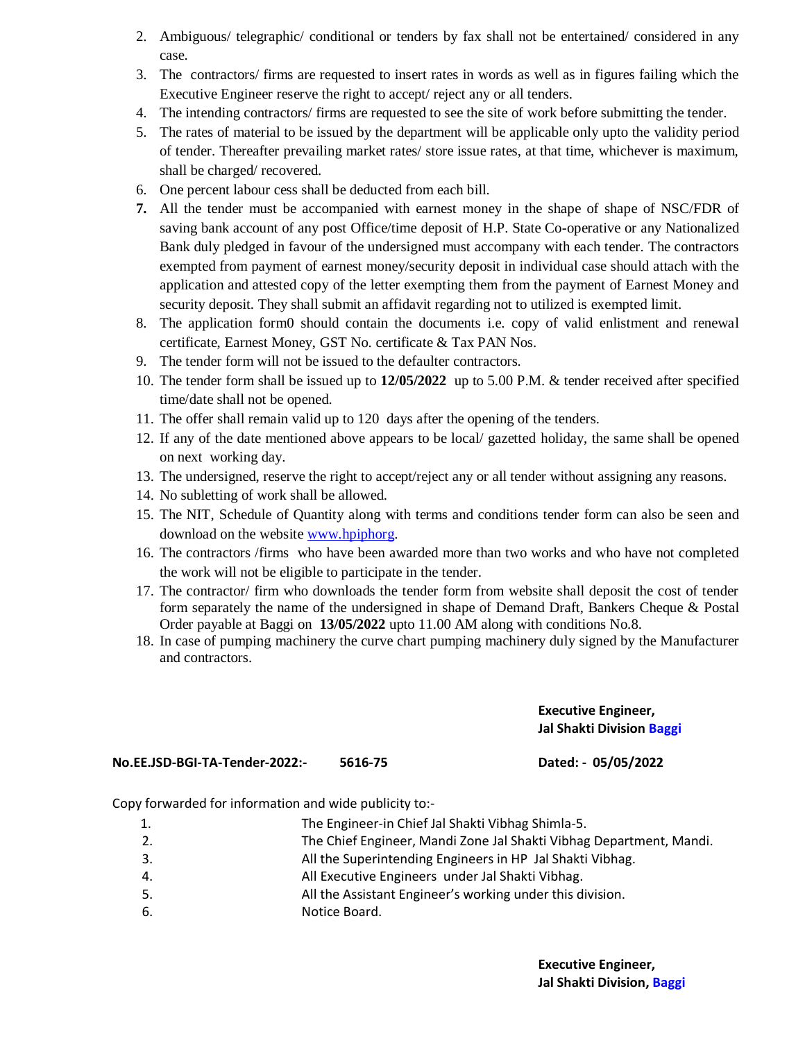2. Ambiguous/ telegraphic/ conditional or tenders by fax shall not be entertained/ considered in any case.
3. The contractors/ firms are requested to insert rates in words as well as in figures failing which the Executive Engineer reserve the right to accept/ reject any or all tenders.
4. The intending contractors/ firms are requested to see the site of work before submitting the tender.
5. The rates of material to be issued by the department will be applicable only upto the validity period of tender. Thereafter prevailing market rates/ store issue rates, at that time, whichever is maximum, shall be charged/ recovered.
6. One percent labour cess shall be deducted from each bill.
7. All the tender must be accompanied with earnest money in the shape of shape of NSC/FDR of saving bank account of any post Office/time deposit of H.P. State Co-operative or any Nationalized Bank duly pledged in favour of the undersigned must accompany with each tender. The contractors exempted from payment of earnest money/security deposit in individual case should attach with the application and attested copy of the letter exempting them from the payment of Earnest Money and security deposit. They shall submit an affidavit regarding not to utilized is exempted limit.
8. The application form0 should contain the documents i.e. copy of valid enlistment and renewal certificate, Earnest Money, GST No. certificate & Tax PAN Nos.
9. The tender form will not be issued to the defaulter contractors.
10. The tender form shall be issued up to **12/05/2022** up to 5.00 P.M. & tender received after specified time/date shall not be opened.
11. The offer shall remain valid up to 120 days after the opening of the tenders.
12. If any of the date mentioned above appears to be local/ gazetted holiday, the same shall be opened on next working day.
13. The undersigned, reserve the right to accept/reject any or all tender without assigning any reasons.
14. No subletting of work shall be allowed.
15. The NIT, Schedule of Quantity along with terms and conditions tender form can also be seen and download on the website www.hpiphorg.
16. The contractors /firms who have been awarded more than two works and who have not completed the work will not be eligible to participate in the tender.
17. The contractor/ firm who downloads the tender form from website shall deposit the cost of tender form separately the name of the undersigned in shape of Demand Draft, Bankers Cheque & Postal Order payable at Baggi on **13/05/2022** upto 11.00 AM along with conditions No.8.
18. In case of pumping machinery the curve chart pumping machinery duly signed by the Manufacturer and contractors.

**Executive Engineer,**
**Jal Shakti Division Baggi**

**No.EE.JSD-BGI-TA-Tender-2022:- 5616-75** **Dated: - 05/05/2022**

Copy forwarded for information and wide publicity to:-

1. The Engineer-in Chief Jal Shakti Vibhag Shimla-5.
2. The Chief Engineer, Mandi Zone Jal Shakti Vibhag Department, Mandi.
3. All the Superintending Engineers in HP Jal Shakti Vibhag.
4. All Executive Engineers under Jal Shakti Vibhag.
5. All the Assistant Engineer's working under this division.
6. Notice Board.

**Executive Engineer,**
**Jal Shakti Division, Baggi**